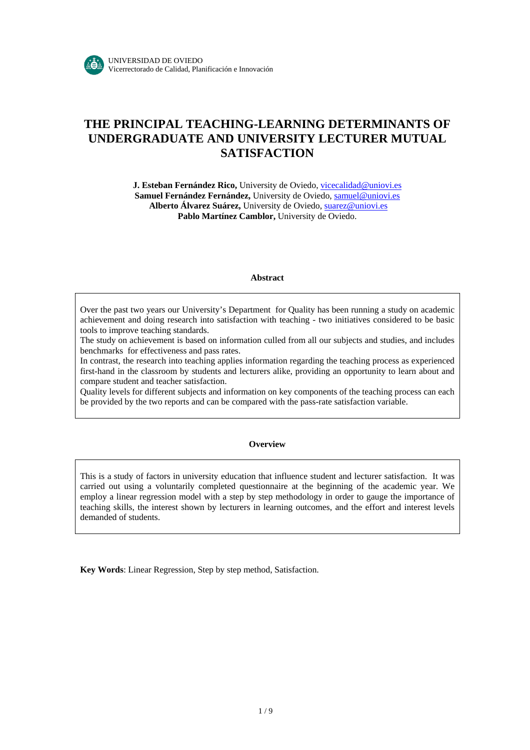UNIVERSIDAD DE OVIEDO
Vicerrectorado de Calidad, Planificación e Innovación

# THE PRINCIPAL TEACHING-LEARNING DETERMINANTS OF UNDERGRADUATE AND UNIVERSITY LECTURER MUTUAL SATISFACTION

**J. Esteban Fernández Rico,** University de Oviedo, vicecalidad@uniovi.es
**Samuel Fernández Fernández,** University de Oviedo, samuel@uniovi.es
**Alberto Álvarez Suárez,** University de Oviedo, suarez@uniovi.es
**Pablo Martínez Camblor,** University de Oviedo.

### Abstract

Over the past two years our University's Department for Quality has been running a study on academic achievement and doing research into satisfaction with teaching - two initiatives considered to be basic tools to improve teaching standards.
The study on achievement is based on information culled from all our subjects and studies, and includes benchmarks for effectiveness and pass rates.
In contrast, the research into teaching applies information regarding the teaching process as experienced first-hand in the classroom by students and lecturers alike, providing an opportunity to learn about and compare student and teacher satisfaction.
Quality levels for different subjects and information on key components of the teaching process can each be provided by the two reports and can be compared with the pass-rate satisfaction variable.

### Overview

This is a study of factors in university education that influence student and lecturer satisfaction. It was carried out using a voluntarily completed questionnaire at the beginning of the academic year. We employ a linear regression model with a step by step methodology in order to gauge the importance of teaching skills, the interest shown by lecturers in learning outcomes, and the effort and interest levels demanded of students.

**Key Words**: Linear Regression, Step by step method, Satisfaction.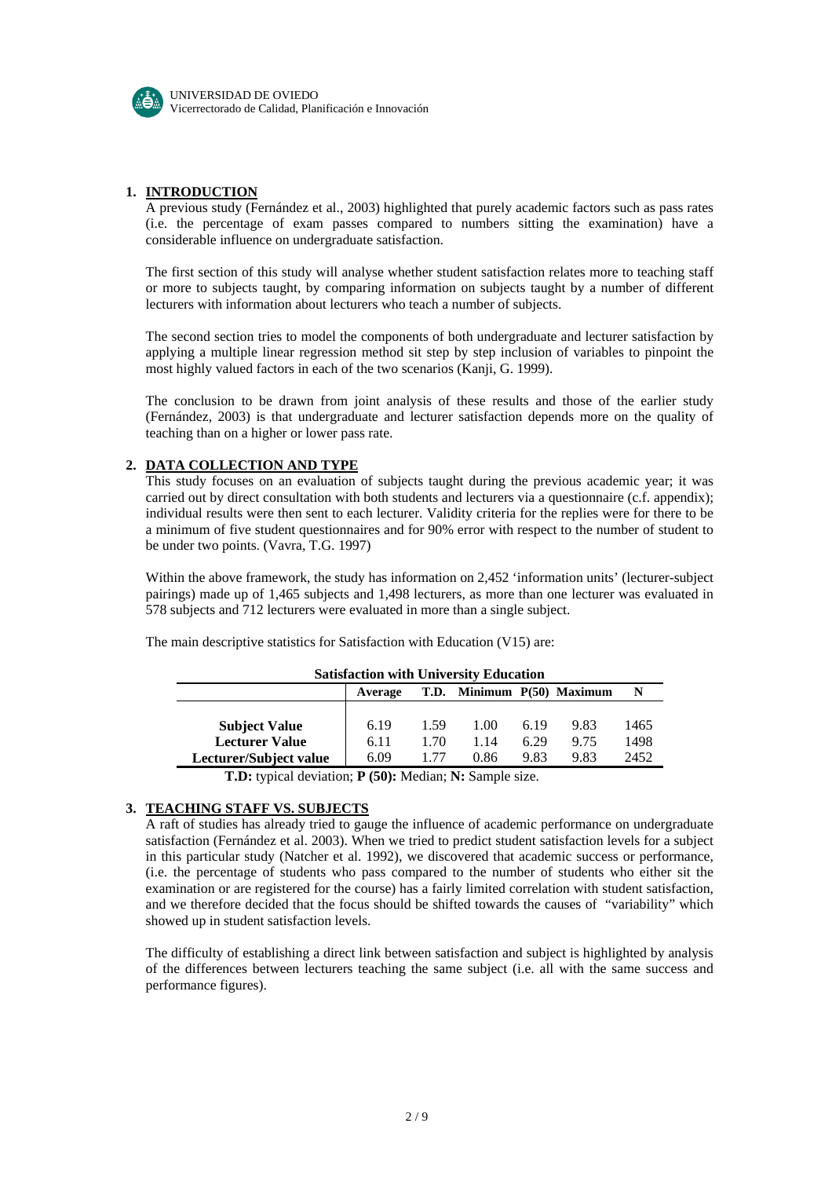## 1. INTRODUCTION

A previous study (Fernández et al., 2003) highlighted that purely academic factors such as pass rates (i.e. the percentage of exam passes compared to numbers sitting the examination) have a considerable influence on undergraduate satisfaction.

The first section of this study will analyse whether student satisfaction relates more to teaching staff or more to subjects taught, by comparing information on subjects taught by a number of different lecturers with information about lecturers who teach a number of subjects.

The second section tries to model the components of both undergraduate and lecturer satisfaction by applying a multiple linear regression method sit step by step inclusion of variables to pinpoint the most highly valued factors in each of the two scenarios (Kanji, G. 1999).

The conclusion to be drawn from joint analysis of these results and those of the earlier study (Fernández, 2003) is that undergraduate and lecturer satisfaction depends more on the quality of teaching than on a higher or lower pass rate.

## 2. DATA COLLECTION AND TYPE

This study focuses on an evaluation of subjects taught during the previous academic year; it was carried out by direct consultation with both students and lecturers via a questionnaire (c.f. appendix); individual results were then sent to each lecturer. Validity criteria for the replies were for there to be a minimum of five student questionnaires and for 90% error with respect to the number of student to be under two points. (Vavra, T.G. 1997)

Within the above framework, the study has information on 2,452 'information units' (lecturer-subject pairings) made up of 1,465 subjects and 1,498 lecturers, as more than one lecturer was evaluated in 578 subjects and 712 lecturers were evaluated in more than a single subject.

The main descriptive statistics for Satisfaction with Education (V15) are:

**Satisfaction with University Education**

| | Average | T.D. | Minimum | P(50) | Maximum | N |
|---|---|---|---|---|---|---|
| **Subject Value** | 6.19 | 1.59 | 1.00 | 6.19 | 9.83 | 1465 |
| **Lecturer Value** | 6.11 | 1.70 | 1.14 | 6.29 | 9.75 | 1498 |
| **Lecturer/Subject value** | 6.09 | 1.77 | 0.86 | 9.83 | 9.83 | 2452 |

**T.D:** typical deviation; **P (50):** Median; **N:** Sample size.

## 3. TEACHING STAFF VS. SUBJECTS

A raft of studies has already tried to gauge the influence of academic performance on undergraduate satisfaction (Fernández et al. 2003). When we tried to predict student satisfaction levels for a subject in this particular study (Natcher et al. 1992), we discovered that academic success or performance, (i.e. the percentage of students who pass compared to the number of students who either sit the examination or are registered for the course) has a fairly limited correlation with student satisfaction, and we therefore decided that the focus should be shifted towards the causes of "variability" which showed up in student satisfaction levels.

The difficulty of establishing a direct link between satisfaction and subject is highlighted by analysis of the differences between lecturers teaching the same subject (i.e. all with the same success and performance figures).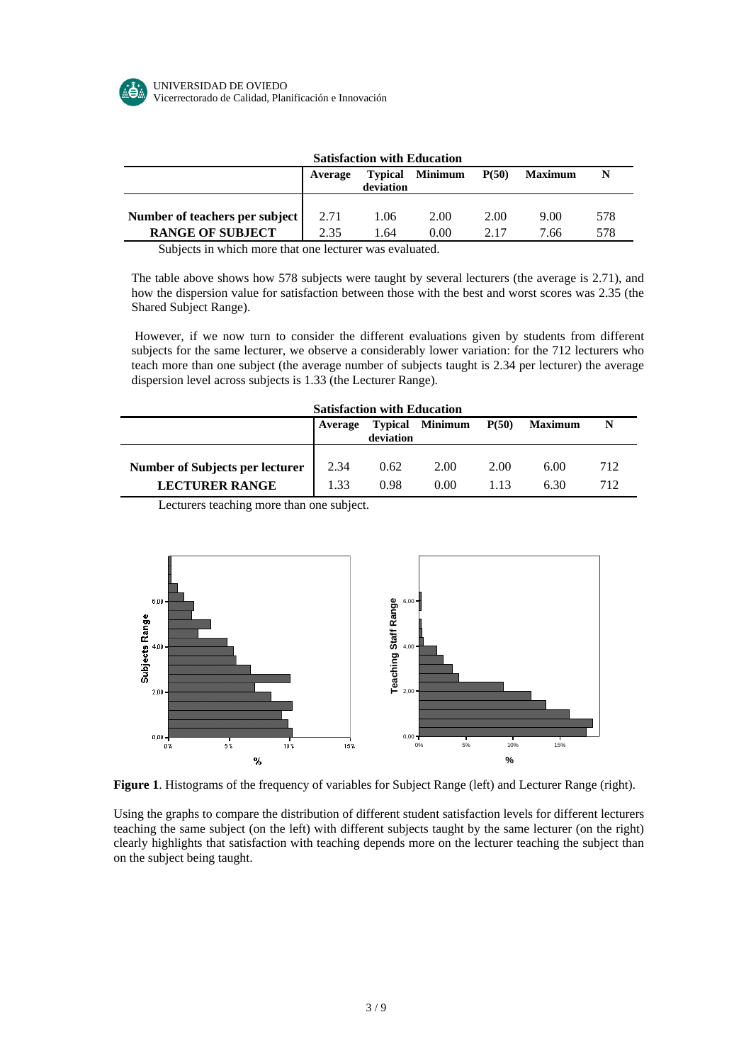**Satisfaction with Education**

| | Average | Typical deviation | Minimum | P(50) | Maximum | N |
|---|---|---|---|---|---|---|
| **Number of teachers per subject** | 2.71 | 1.06 | 2.00 | 2.00 | 9.00 | 578 |
| **RANGE OF SUBJECT** | 2.35 | 1.64 | 0.00 | 2.17 | 7.66 | 578 |

Subjects in which more that one lecturer was evaluated.

The table above shows how 578 subjects were taught by several lecturers (the average is 2.71), and how the dispersion value for satisfaction between those with the best and worst scores was 2.35 (the Shared Subject Range).

However, if we now turn to consider the different evaluations given by students from different subjects for the same lecturer, we observe a considerably lower variation: for the 712 lecturers who teach more than one subject (the average number of subjects taught is 2.34 per lecturer) the average dispersion level across subjects is 1.33 (the Lecturer Range).

**Satisfaction with Education**

| | Average | Typical deviation | Minimum | P(50) | Maximum | N |
|---|---|---|---|---|---|---|
| **Number of Subjects per lecturer** | 2.34 | 0.62 | 2.00 | 2.00 | 6.00 | 712 |
| **LECTURER RANGE** | 1.33 | 0.98 | 0.00 | 1.13 | 6.30 | 712 |

Lecturers teaching more than one subject.

**Figure 1**. Histograms of the frequency of variables for Subject Range (left) and Lecturer Range (right).

Using the graphs to compare the distribution of different student satisfaction levels for different lecturers teaching the same subject (on the left) with different subjects taught by the same lecturer (on the right) clearly highlights that satisfaction with teaching depends more on the lecturer teaching the subject than on the subject being taught.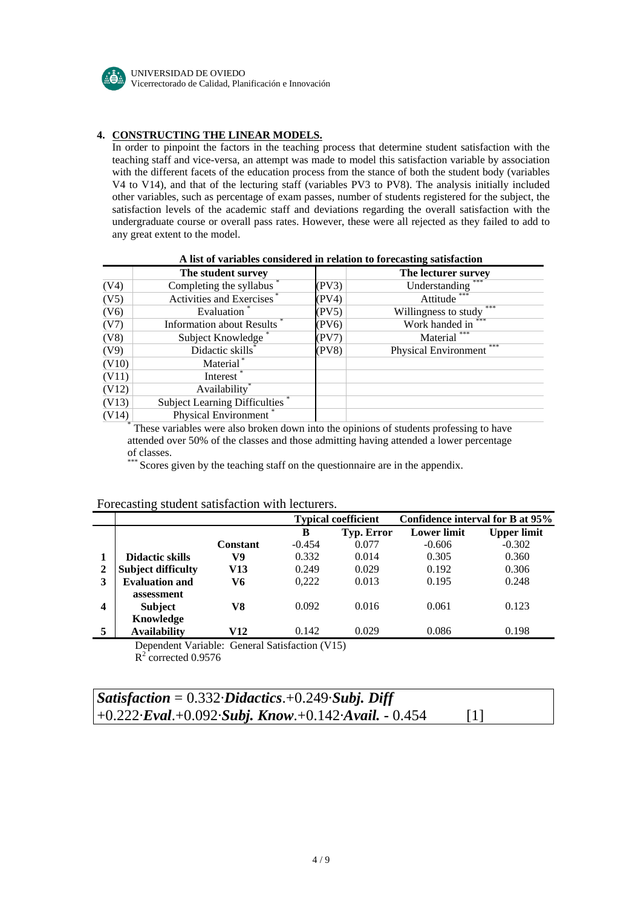## 4. CONSTRUCTING THE LINEAR MODELS.

In order to pinpoint the factors in the teaching process that determine student satisfaction with the teaching staff and vice-versa, an attempt was made to model this satisfaction variable by association with the different facets of the education process from the stance of both the student body (variables V4 to V14), and that of the lecturing staff (variables PV3 to PV8). The analysis initially included other variables, such as percentage of exam passes, number of students registered for the subject, the satisfaction levels of the academic staff and deviations regarding the overall satisfaction with the undergraduate course or overall pass rates. However, these were all rejected as they failed to add to any great extent to the model.

**A list of variables considered in relation to forecasting satisfaction**

| | The student survey | | The lecturer survey |
|---|---|---|---|
| (V4) | Completing the syllabus * | (PV3) | Understanding *** |
| (V5) | Activities and Exercises * | (PV4) | Attitude *** |
| (V6) | Evaluation * | (PV5) | Willingness to study *** |
| (V7) | Information about Results * | (PV6) | Work handed in *** |
| (V8) | Subject Knowledge * | (PV7) | Material *** |
| (V9) | Didactic skills * | (PV8) | Physical Environment *** |
| (V10) | Material * | | |
| (V11) | Interest * | | |
| (V12) | Availability * | | |
| (V13) | Subject Learning Difficulties * | | |
| (V14) | Physical Environment * | | |

* These variables were also broken down into the opinions of students professing to have attended over 50% of the classes and those admitting having attended a lower percentage of classes.

*** Scores given by the teaching staff on the questionnaire are in the appendix.

Forecasting student satisfaction with lecturers.

| | | | Typical coefficient | | Confidence interval for B at 95% | |
|---|---|---|---|---|---|---|
| | | | **B** | **Typ. Error** | **Lower limit** | **Upper limit** |
| | | **Constant** | -0.454 | 0.077 | -0.606 | -0.302 |
| **1** | **Didactic skills** | **V9** | 0.332 | 0.014 | 0.305 | 0.360 |
| **2** | **Subject difficulty** | **V13** | 0.249 | 0.029 | 0.192 | 0.306 |
| **3** | **Evaluation and assessment** | **V6** | 0,222 | 0.013 | 0.195 | 0.248 |
| **4** | **Subject Knowledge** | **V8** | 0.092 | 0.016 | 0.061 | 0.123 |
| **5** | **Availability** | **V12** | 0.142 | 0.029 | 0.086 | 0.198 |

Dependent Variable: General Satisfaction (V15)
$R^2$ corrected 0.9576

***Satisfaction*** = 0.332·***Didactics***.+0.249·***Subj. Diff*** +0.222·***Eval***.+0.092·***Subj. Know***.+0.142·***Avail.*** - 0.454 [1]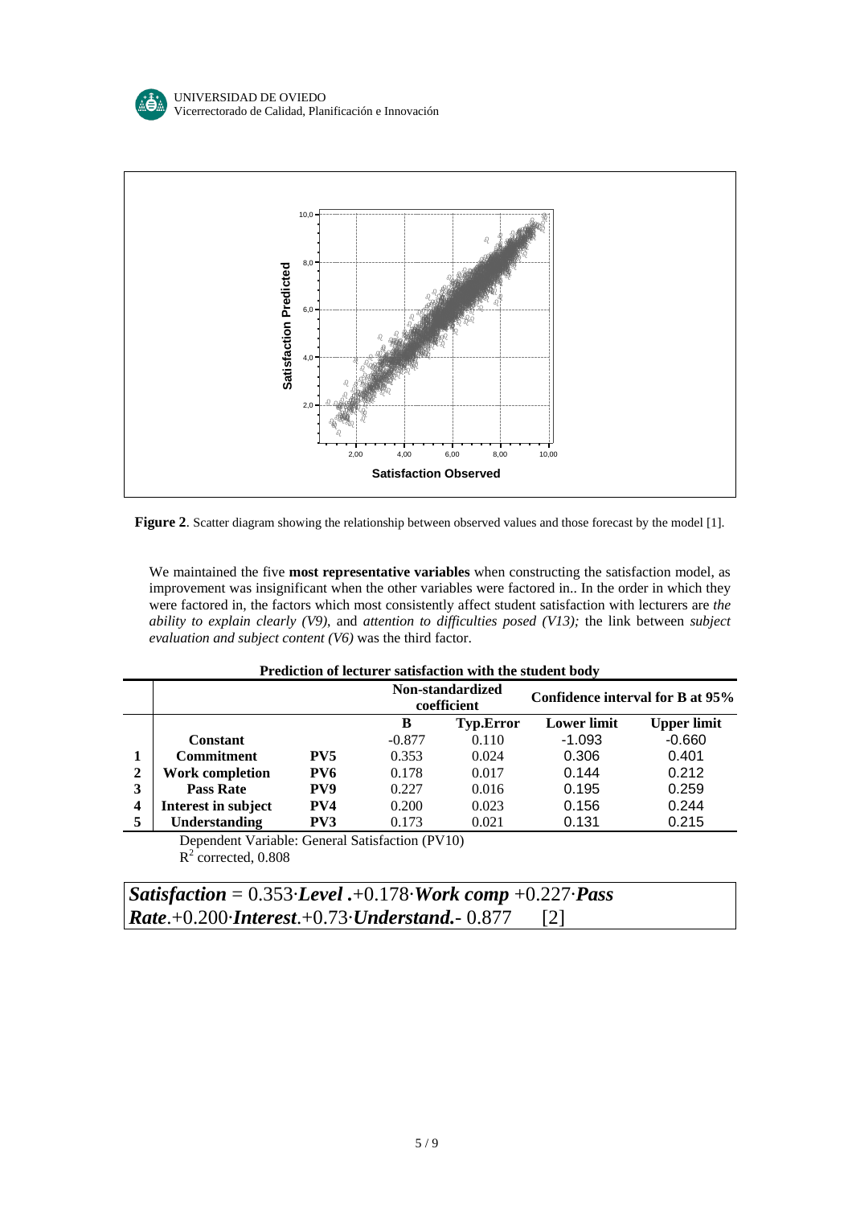**Figure 2**. Scatter diagram showing the relationship between observed values and those forecast by the model [1].

We maintained the five **most representative variables** when constructing the satisfaction model, as improvement was insignificant when the other variables were factored in.. In the order in which they were factored in, the factors which most consistently affect student satisfaction with lecturers are *the ability to explain clearly (V9)*, and *attention to difficulties posed (V13);* the link between *subject evaluation and subject content (V6)* was the third factor.

**Prediction of lecturer satisfaction with the student body**

| | | | Non-standardized coefficient | | Confidence interval for B at 95% | |
|---|---|---|---|---|---|---|
| | | | **B** | **Typ.Error** | **Lower limit** | **Upper limit** |
| | **Constant** | | -0.877 | 0.110 | -1.093 | -0.660 |
| **1** | **Commitment** | **PV5** | 0.353 | 0.024 | 0.306 | 0.401 |
| **2** | **Work completion** | **PV6** | 0.178 | 0.017 | 0.144 | 0.212 |
| **3** | **Pass Rate** | **PV9** | 0.227 | 0.016 | 0.195 | 0.259 |
| **4** | **Interest in subject** | **PV4** | 0.200 | 0.023 | 0.156 | 0.244 |
| **5** | **Understanding** | **PV3** | 0.173 | 0.021 | 0.131 | 0.215 |

Dependent Variable: General Satisfaction (PV10)
$R^2$ corrected, 0.808

***Satisfaction*** = 0.353·***Level*** .+0.178·***Work comp*** +0.227·***Pass Rate***.+0.200·***Interest***.+0.73·***Understand.***- 0.877 [2]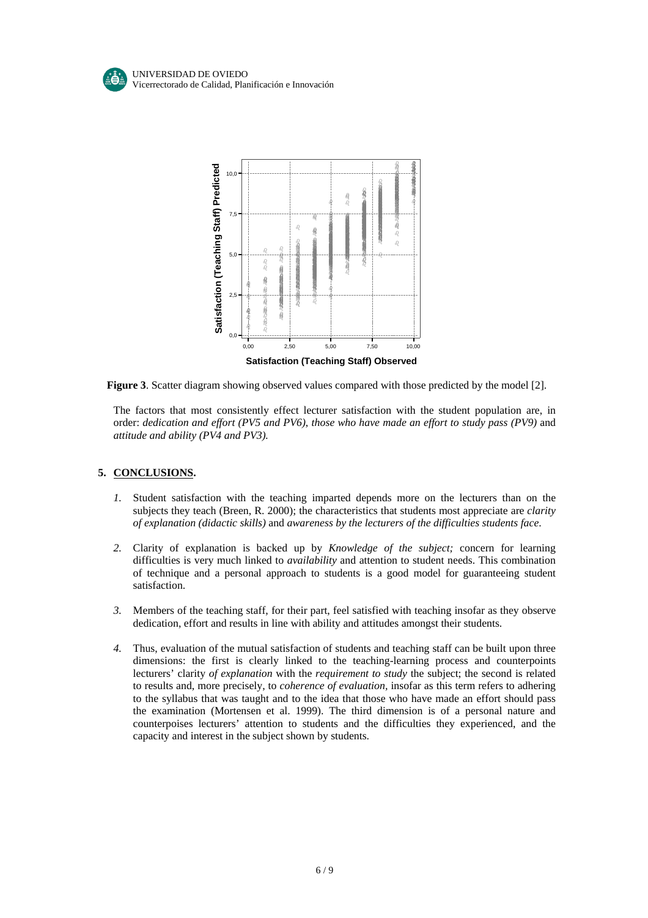**Figure 3**. Scatter diagram showing observed values compared with those predicted by the model [2].

The factors that most consistently effect lecturer satisfaction with the student population are, in order: *dedication and effort (PV5 and PV6), those who have made an effort to study pass (PV9)* and *attitude and ability (PV4 and PV3).*

## 5. CONCLUSIONS.

1. Student satisfaction with the teaching imparted depends more on the lecturers than on the subjects they teach (Breen, R. 2000); the characteristics that students most appreciate are *clarity of explanation (didactic skills)* and *awareness by the lecturers of the difficulties students face*.

2. Clarity of explanation is backed up by *Knowledge of the subject;* concern for learning difficulties is very much linked to *availability* and attention to student needs. This combination of technique and a personal approach to students is a good model for guaranteeing student satisfaction.

3. Members of the teaching staff, for their part, feel satisfied with teaching insofar as they observe dedication, effort and results in line with ability and attitudes amongst their students.

4. Thus, evaluation of the mutual satisfaction of students and teaching staff can be built upon three dimensions: the first is clearly linked to the teaching-learning process and counterpoints lecturers' clarity *of explanation* with the *requirement to study* the subject; the second is related to results and, more precisely, to *coherence of evaluation,* insofar as this term refers to adhering to the syllabus that was taught and to the idea that those who have made an effort should pass the examination (Mortensen et al. 1999). The third dimension is of a personal nature and counterpoises lecturers' attention to students and the difficulties they experienced, and the capacity and interest in the subject shown by students.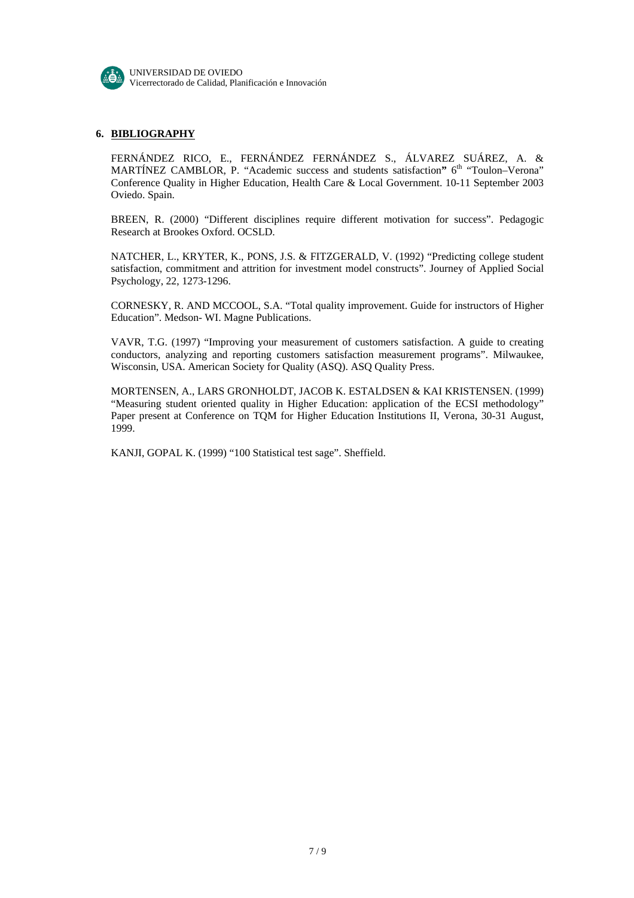## 6. BIBLIOGRAPHY

FERNÁNDEZ RICO, E., FERNÁNDEZ FERNÁNDEZ S., ÁLVAREZ SUÁREZ, A. & MARTÍNEZ CAMBLOR, P. "Academic success and students satisfaction**"** 6th "Toulon–Verona" Conference Quality in Higher Education, Health Care & Local Government. 10-11 September 2003 Oviedo. Spain.

BREEN, R. (2000) "Different disciplines require different motivation for success". Pedagogic Research at Brookes Oxford. OCSLD.

NATCHER, L., KRYTER, K., PONS, J.S. & FITZGERALD, V. (1992) "Predicting college student satisfaction, commitment and attrition for investment model constructs". Journey of Applied Social Psychology, 22, 1273-1296.

CORNESKY, R. AND MCCOOL, S.A. "Total quality improvement. Guide for instructors of Higher Education". Medson- WI. Magne Publications.

VAVR, T.G. (1997) "Improving your measurement of customers satisfaction. A guide to creating conductors, analyzing and reporting customers satisfaction measurement programs". Milwaukee, Wisconsin, USA. American Society for Quality (ASQ). ASQ Quality Press.

MORTENSEN, A., LARS GRONHOLDT, JACOB K. ESTALDSEN & KAI KRISTENSEN. (1999) "Measuring student oriented quality in Higher Education: application of the ECSI methodology" Paper present at Conference on TQM for Higher Education Institutions II, Verona, 30-31 August, 1999.

KANJI, GOPAL K. (1999) "100 Statistical test sage". Sheffield.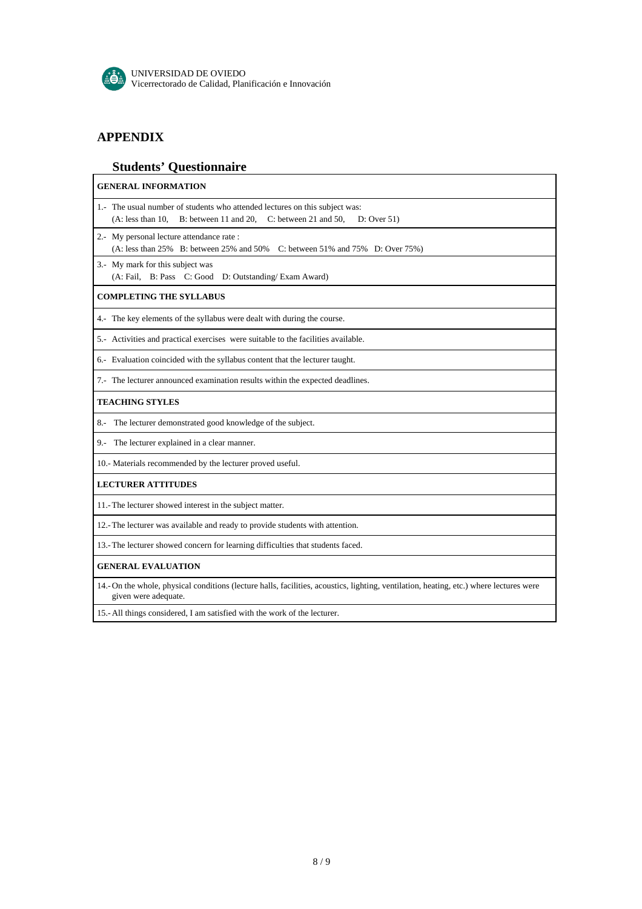UNIVERSIDAD DE OVIEDO
Vicerrectorado de Calidad, Planificación e Innovación

## APPENDIX

### Students' Questionnaire

| **GENERAL INFORMATION** |
|---|
| 1.- The usual number of students who attended lectures on this subject was: (A: less than 10, B: between 11 and 20, C: between 21 and 50, D: Over 51) |
| 2.- My personal lecture attendance rate : (A: less than 25% B: between 25% and 50% C: between 51% and 75% D: Over 75%) |
| 3.- My mark for this subject was (A: Fail, B: Pass C: Good D: Outstanding/ Exam Award) |
| **COMPLETING THE SYLLABUS** |
| 4.- The key elements of the syllabus were dealt with during the course. |
| 5.- Activities and practical exercises were suitable to the facilities available. |
| 6.- Evaluation coincided with the syllabus content that the lecturer taught. |
| 7.- The lecturer announced examination results within the expected deadlines. |
| **TEACHING STYLES** |
| 8.- The lecturer demonstrated good knowledge of the subject. |
| 9.- The lecturer explained in a clear manner. |
| 10.- Materials recommended by the lecturer proved useful. |
| **LECTURER ATTITUDES** |
| 11.- The lecturer showed interest in the subject matter. |
| 12.- The lecturer was available and ready to provide students with attention. |
| 13.- The lecturer showed concern for learning difficulties that students faced. |
| **GENERAL EVALUATION** |
| 14.- On the whole, physical conditions (lecture halls, facilities, acoustics, lighting, ventilation, heating, etc.) where lectures were given were adequate. |
| 15.- All things considered, I am satisfied with the work of the lecturer. |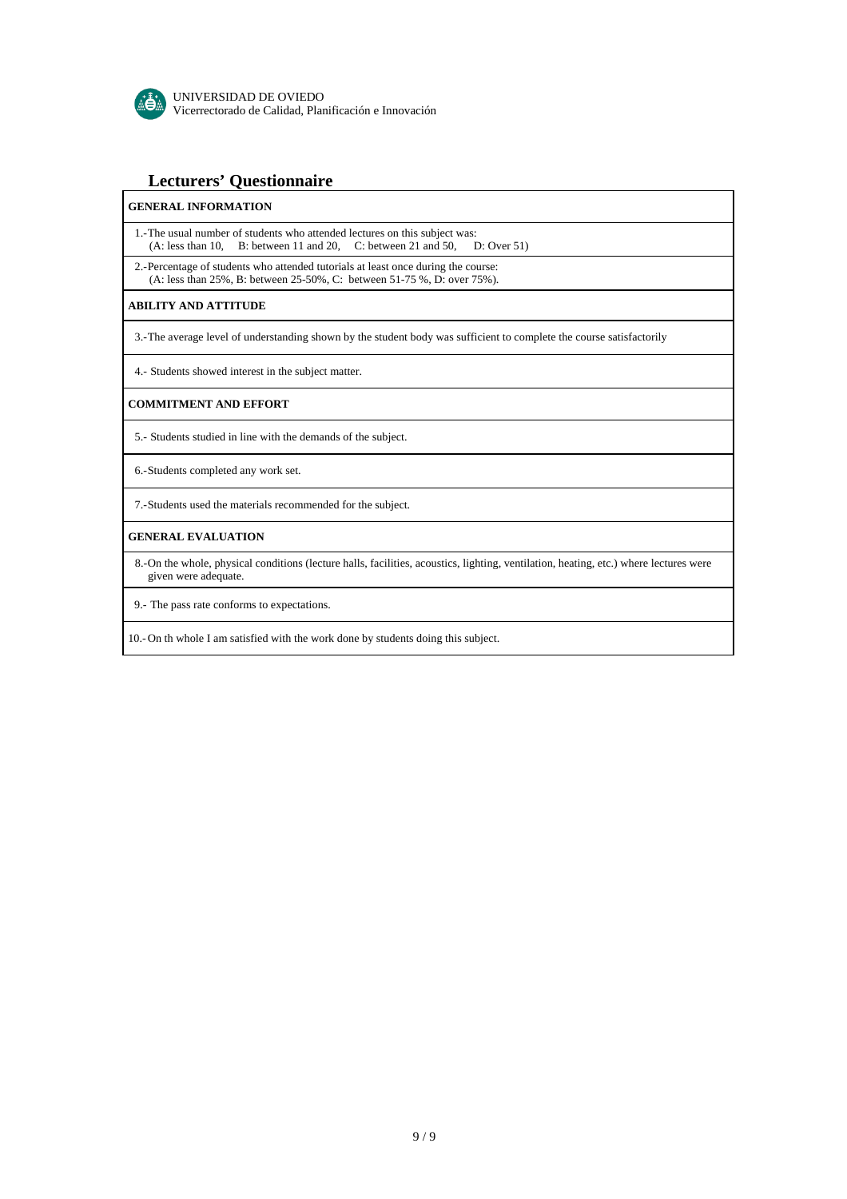UNIVERSIDAD DE OVIEDO
Vicerrectorado de Calidad, Planificación e Innovación

## Lecturers' Questionnaire

**GENERAL INFORMATION**

1.-The usual number of students who attended lectures on this subject was:
(A: less than 10, B: between 11 and 20, C: between 21 and 50, D: Over 51)

2.-Percentage of students who attended tutorials at least once during the course:
(A: less than 25%, B: between 25-50%, C: between 51-75 %, D: over 75%).

**ABILITY AND ATTITUDE**

3.-The average level of understanding shown by the student body was sufficient to complete the course satisfactorily

4.- Students showed interest in the subject matter.

**COMMITMENT AND EFFORT**

5.- Students studied in line with the demands of the subject.

6.-Students completed any work set.

7.-Students used the materials recommended for the subject.

**GENERAL EVALUATION**

8.-On the whole, physical conditions (lecture halls, facilities, acoustics, lighting, ventilation, heating, etc.) where lectures were given were adequate.

9.- The pass rate conforms to expectations.

10.- On th whole I am satisfied with the work done by students doing this subject.